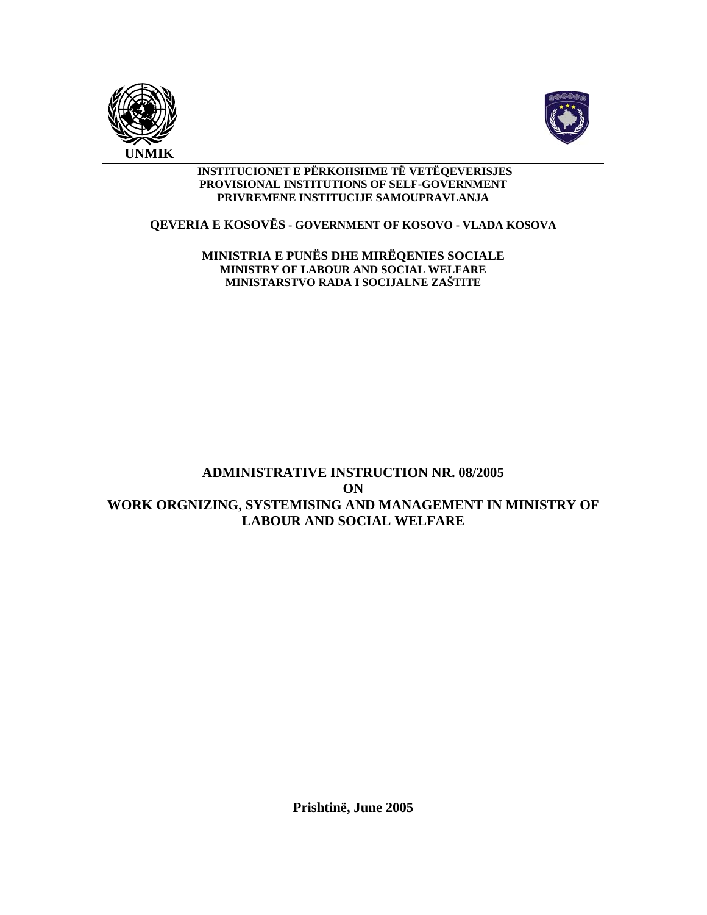UNMIK

**INSTITUCIONET E PËRKOHSHME TË VETËQEVERISJES**
**PROVISIONAL INSTITUTIONS OF SELF-GOVERNMENT**
**PRIVREMENE INSTITUCIJE SAMOUPRAVLANJA**

**QEVERIA E KOSOVËS - GOVERNMENT OF KOSOVO - VLADA KOSOVA**

**MINISTRIA E PUNËS DHE MIRËQENIES SOCIALE**
**MINISTRY OF LABOUR AND SOCIAL WELFARE**
**MINISTARSTVO RADA I SOCIJALNE ZAŠTITE**

# ADMINISTRATIVE INSTRUCTION NR. 08/2005 ON WORK ORGNIZING, SYSTEMISING AND MANAGEMENT IN MINISTRY OF LABOUR AND SOCIAL WELFARE

**Prishtinë, June 2005**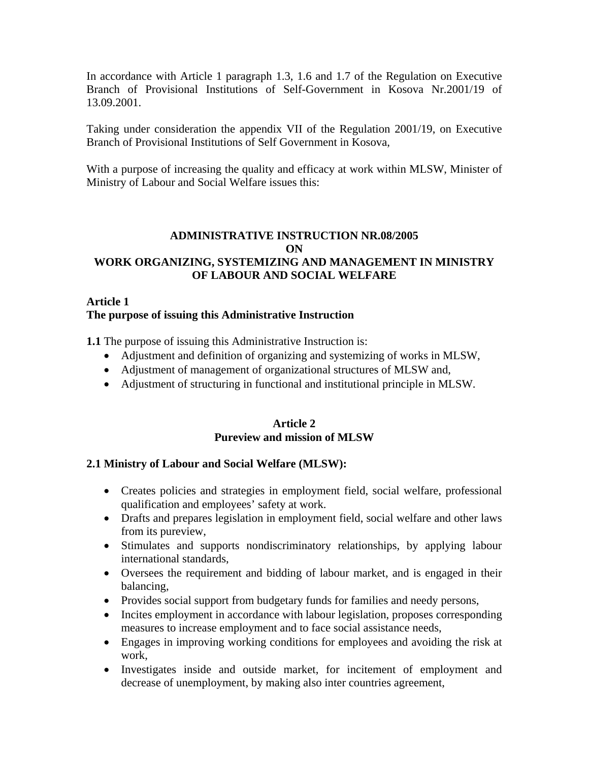In accordance with Article 1 paragraph 1.3, 1.6 and 1.7 of the Regulation on Executive Branch of Provisional Institutions of Self-Government in Kosova Nr.2001/19 of 13.09.2001.

Taking under consideration the appendix VII of the Regulation 2001/19, on Executive Branch of Provisional Institutions of Self Government in Kosova,

With a purpose of increasing the quality and efficacy at work within MLSW, Minister of Ministry of Labour and Social Welfare issues this:

# ADMINISTRATIVE INSTRUCTION NR.08/2005 ON WORK ORGANIZING, SYSTEMIZING AND MANAGEMENT IN MINISTRY OF LABOUR AND SOCIAL WELFARE

## Article 1
## The purpose of issuing this Administrative Instruction

**1.1** The purpose of issuing this Administrative Instruction is:

- Adjustment and definition of organizing and systemizing of works in MLSW,
- Adjustment of management of organizational structures of MLSW and,
- Adjustment of structuring in functional and institutional principle in MLSW.

## Article 2
## Pureview and mission of MLSW

**2.1 Ministry of Labour and Social Welfare (MLSW):**

- Creates policies and strategies in employment field, social welfare, professional qualification and employees' safety at work.
- Drafts and prepares legislation in employment field, social welfare and other laws from its pureview,
- Stimulates and supports nondiscriminatory relationships, by applying labour international standards,
- Oversees the requirement and bidding of labour market, and is engaged in their balancing,
- Provides social support from budgetary funds for families and needy persons,
- Incites employment in accordance with labour legislation, proposes corresponding measures to increase employment and to face social assistance needs,
- Engages in improving working conditions for employees and avoiding the risk at work,
- Investigates inside and outside market, for incitement of employment and decrease of unemployment, by making also inter countries agreement,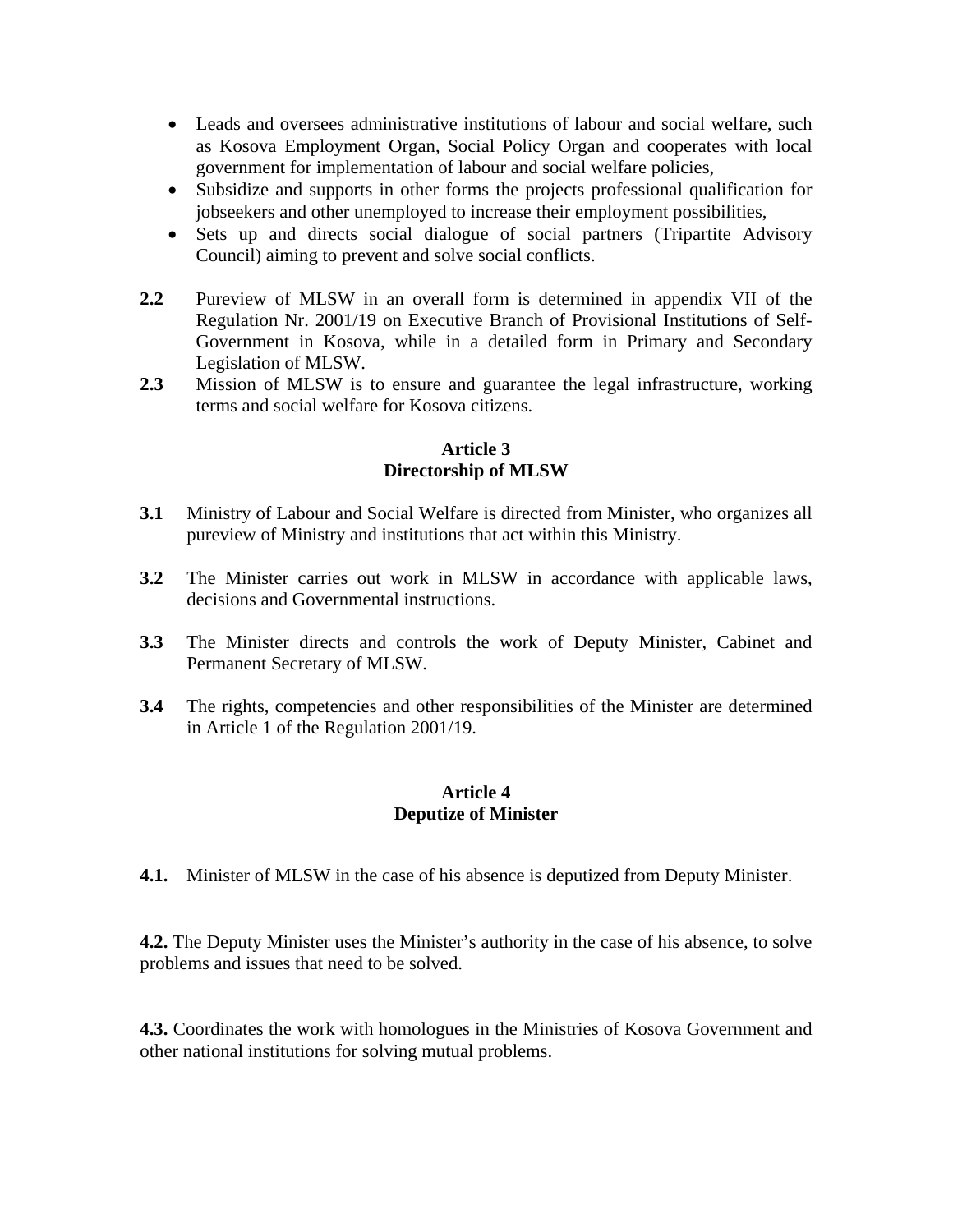- Leads and oversees administrative institutions of labour and social welfare, such as Kosova Employment Organ, Social Policy Organ and cooperates with local government for implementation of labour and social welfare policies,
- Subsidize and supports in other forms the projects professional qualification for jobseekers and other unemployed to increase their employment possibilities,
- Sets up and directs social dialogue of social partners (Tripartite Advisory Council) aiming to prevent and solve social conflicts.

**2.2** Pureview of MLSW in an overall form is determined in appendix VII of the Regulation Nr. 2001/19 on Executive Branch of Provisional Institutions of Self-Government in Kosova, while in a detailed form in Primary and Secondary Legislation of MLSW.

**2.3** Mission of MLSW is to ensure and guarantee the legal infrastructure, working terms and social welfare for Kosova citizens.

## Article 3
## Directorship of MLSW

**3.1** Ministry of Labour and Social Welfare is directed from Minister, who organizes all pureview of Ministry and institutions that act within this Ministry.

**3.2** The Minister carries out work in MLSW in accordance with applicable laws, decisions and Governmental instructions.

**3.3** The Minister directs and controls the work of Deputy Minister, Cabinet and Permanent Secretary of MLSW.

**3.4** The rights, competencies and other responsibilities of the Minister are determined in Article 1 of the Regulation 2001/19.

## Article 4
## Deputize of Minister

**4.1.** Minister of MLSW in the case of his absence is deputized from Deputy Minister.

**4.2.** The Deputy Minister uses the Minister's authority in the case of his absence, to solve problems and issues that need to be solved.

**4.3.** Coordinates the work with homologues in the Ministries of Kosova Government and other national institutions for solving mutual problems.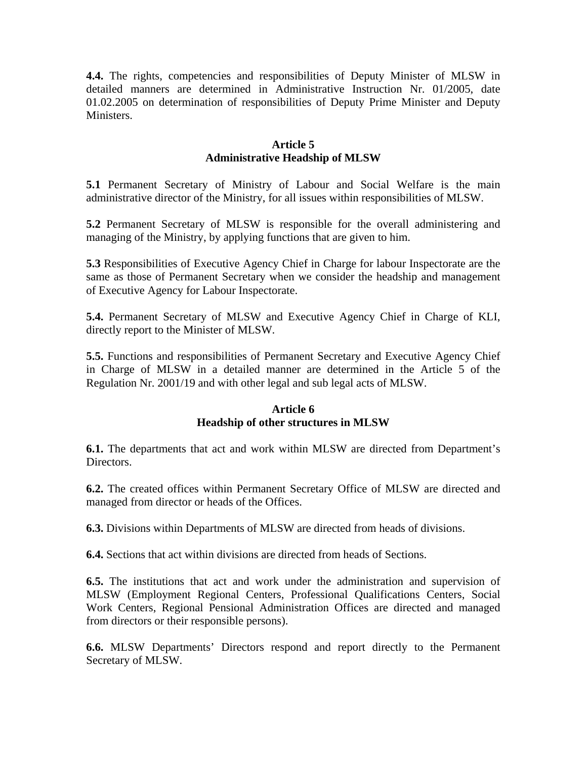**4.4.** The rights, competencies and responsibilities of Deputy Minister of MLSW in detailed manners are determined in Administrative Instruction Nr. 01/2005, date 01.02.2005 on determination of responsibilities of Deputy Prime Minister and Deputy Ministers.

## Article 5
## Administrative Headship of MLSW

**5.1** Permanent Secretary of Ministry of Labour and Social Welfare is the main administrative director of the Ministry, for all issues within responsibilities of MLSW.

**5.2** Permanent Secretary of MLSW is responsible for the overall administering and managing of the Ministry, by applying functions that are given to him.

**5.3** Responsibilities of Executive Agency Chief in Charge for labour Inspectorate are the same as those of Permanent Secretary when we consider the headship and management of Executive Agency for Labour Inspectorate.

**5.4.** Permanent Secretary of MLSW and Executive Agency Chief in Charge of KLI, directly report to the Minister of MLSW.

**5.5.** Functions and responsibilities of Permanent Secretary and Executive Agency Chief in Charge of MLSW in a detailed manner are determined in the Article 5 of the Regulation Nr. 2001/19 and with other legal and sub legal acts of MLSW.

## Article 6
## Headship of other structures in MLSW

**6.1.** The departments that act and work within MLSW are directed from Department's Directors.

**6.2.** The created offices within Permanent Secretary Office of MLSW are directed and managed from director or heads of the Offices.

**6.3.** Divisions within Departments of MLSW are directed from heads of divisions.

**6.4.** Sections that act within divisions are directed from heads of Sections.

**6.5.** The institutions that act and work under the administration and supervision of MLSW (Employment Regional Centers, Professional Qualifications Centers, Social Work Centers, Regional Pensional Administration Offices are directed and managed from directors or their responsible persons).

**6.6.** MLSW Departments' Directors respond and report directly to the Permanent Secretary of MLSW.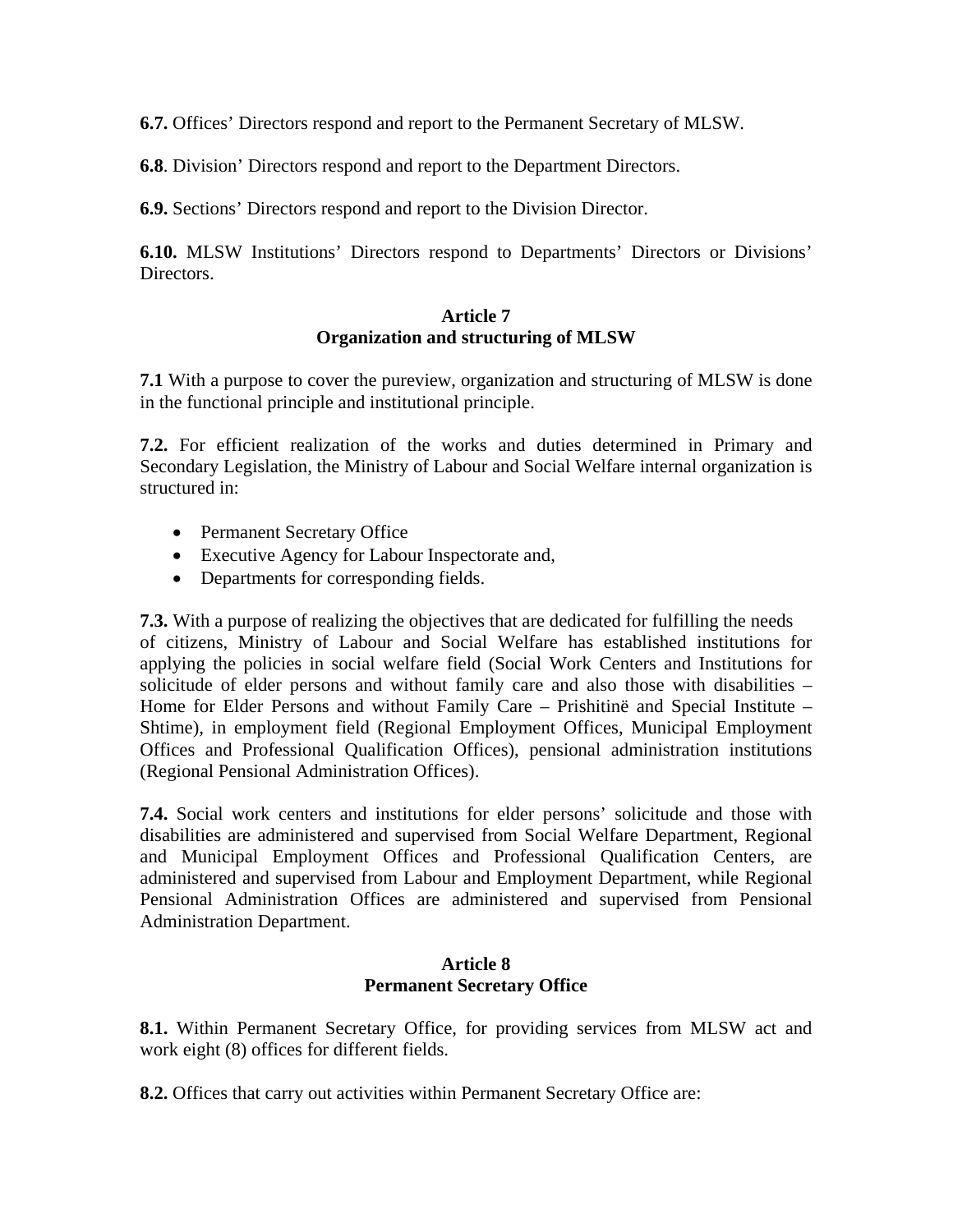**6.7.** Offices' Directors respond and report to the Permanent Secretary of MLSW.

**6.8**. Division' Directors respond and report to the Department Directors.

**6.9.** Sections' Directors respond and report to the Division Director.

**6.10.** MLSW Institutions' Directors respond to Departments' Directors or Divisions' Directors.

### Article 7
### Organization and structuring of MLSW

**7.1** With a purpose to cover the pureview, organization and structuring of MLSW is done in the functional principle and institutional principle.

**7.2.** For efficient realization of the works and duties determined in Primary and Secondary Legislation, the Ministry of Labour and Social Welfare internal organization is structured in:

- Permanent Secretary Office
- Executive Agency for Labour Inspectorate and,
- Departments for corresponding fields.

**7.3.** With a purpose of realizing the objectives that are dedicated for fulfilling the needs of citizens, Ministry of Labour and Social Welfare has established institutions for applying the policies in social welfare field (Social Work Centers and Institutions for solicitude of elder persons and without family care and also those with disabilities – Home for Elder Persons and without Family Care – Prishitinë and Special Institute – Shtime), in employment field (Regional Employment Offices, Municipal Employment Offices and Professional Qualification Offices), pensional administration institutions (Regional Pensional Administration Offices).

**7.4.** Social work centers and institutions for elder persons' solicitude and those with disabilities are administered and supervised from Social Welfare Department, Regional and Municipal Employment Offices and Professional Qualification Centers, are administered and supervised from Labour and Employment Department, while Regional Pensional Administration Offices are administered and supervised from Pensional Administration Department.

### Article 8
### Permanent Secretary Office

**8.1.** Within Permanent Secretary Office, for providing services from MLSW act and work eight (8) offices for different fields.

**8.2.** Offices that carry out activities within Permanent Secretary Office are: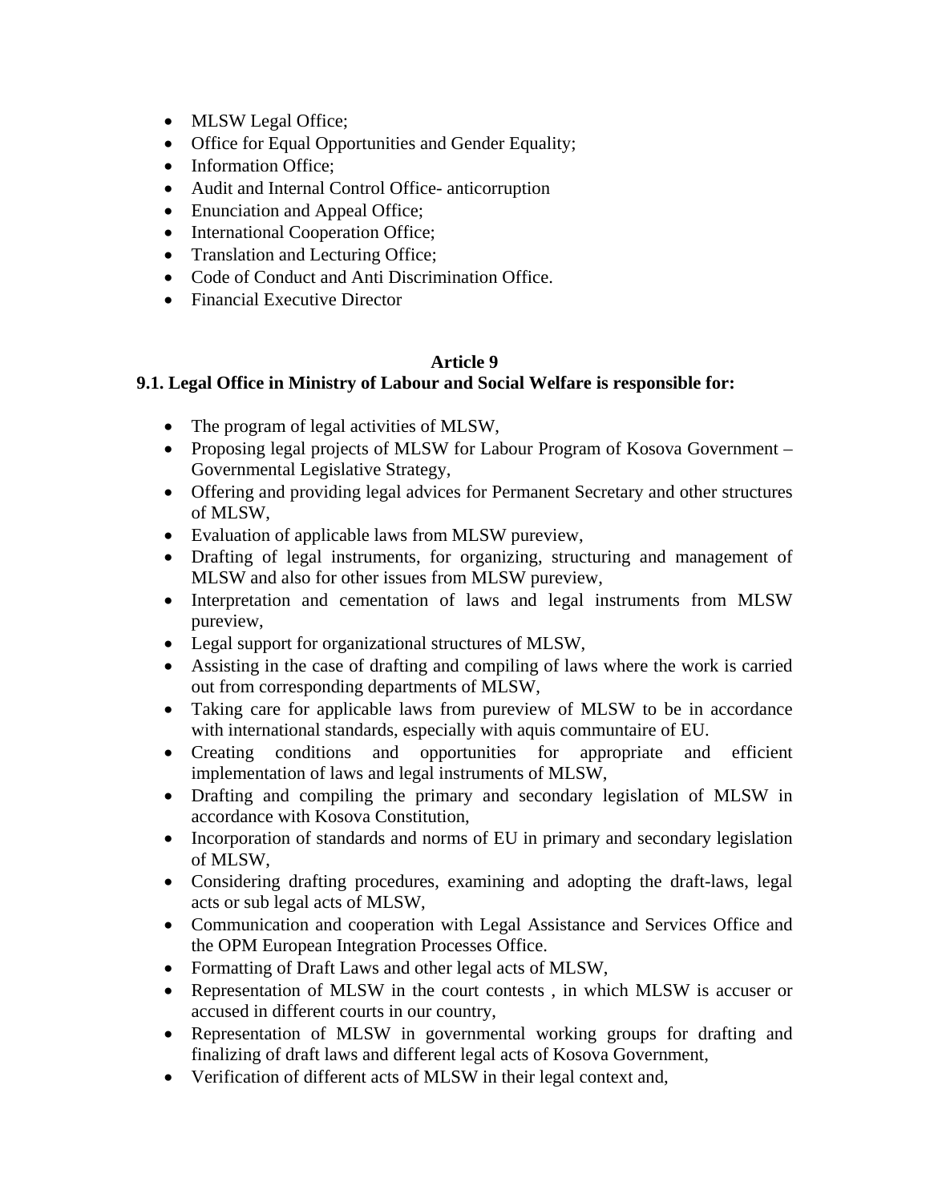- MLSW Legal Office;
- Office for Equal Opportunities and Gender Equality;
- Information Office;
- Audit and Internal Control Office- anticorruption
- Enunciation and Appeal Office;
- International Cooperation Office;
- Translation and Lecturing Office;
- Code of Conduct and Anti Discrimination Office.
- Financial Executive Director

**Article 9**

**9.1. Legal Office in Ministry of Labour and Social Welfare is responsible for:**

- The program of legal activities of MLSW,
- Proposing legal projects of MLSW for Labour Program of Kosova Government – Governmental Legislative Strategy,
- Offering and providing legal advices for Permanent Secretary and other structures of MLSW,
- Evaluation of applicable laws from MLSW pureview,
- Drafting of legal instruments, for organizing, structuring and management of MLSW and also for other issues from MLSW pureview,
- Interpretation and cementation of laws and legal instruments from MLSW pureview,
- Legal support for organizational structures of MLSW,
- Assisting in the case of drafting and compiling of laws where the work is carried out from corresponding departments of MLSW,
- Taking care for applicable laws from pureview of MLSW to be in accordance with international standards, especially with aquis communtaire of EU.
- Creating conditions and opportunities for appropriate and efficient implementation of laws and legal instruments of MLSW,
- Drafting and compiling the primary and secondary legislation of MLSW in accordance with Kosova Constitution,
- Incorporation of standards and norms of EU in primary and secondary legislation of MLSW,
- Considering drafting procedures, examining and adopting the draft-laws, legal acts or sub legal acts of MLSW,
- Communication and cooperation with Legal Assistance and Services Office and the OPM European Integration Processes Office.
- Formatting of Draft Laws and other legal acts of MLSW,
- Representation of MLSW in the court contests , in which MLSW is accuser or accused in different courts in our country,
- Representation of MLSW in governmental working groups for drafting and finalizing of draft laws and different legal acts of Kosova Government,
- Verification of different acts of MLSW in their legal context and,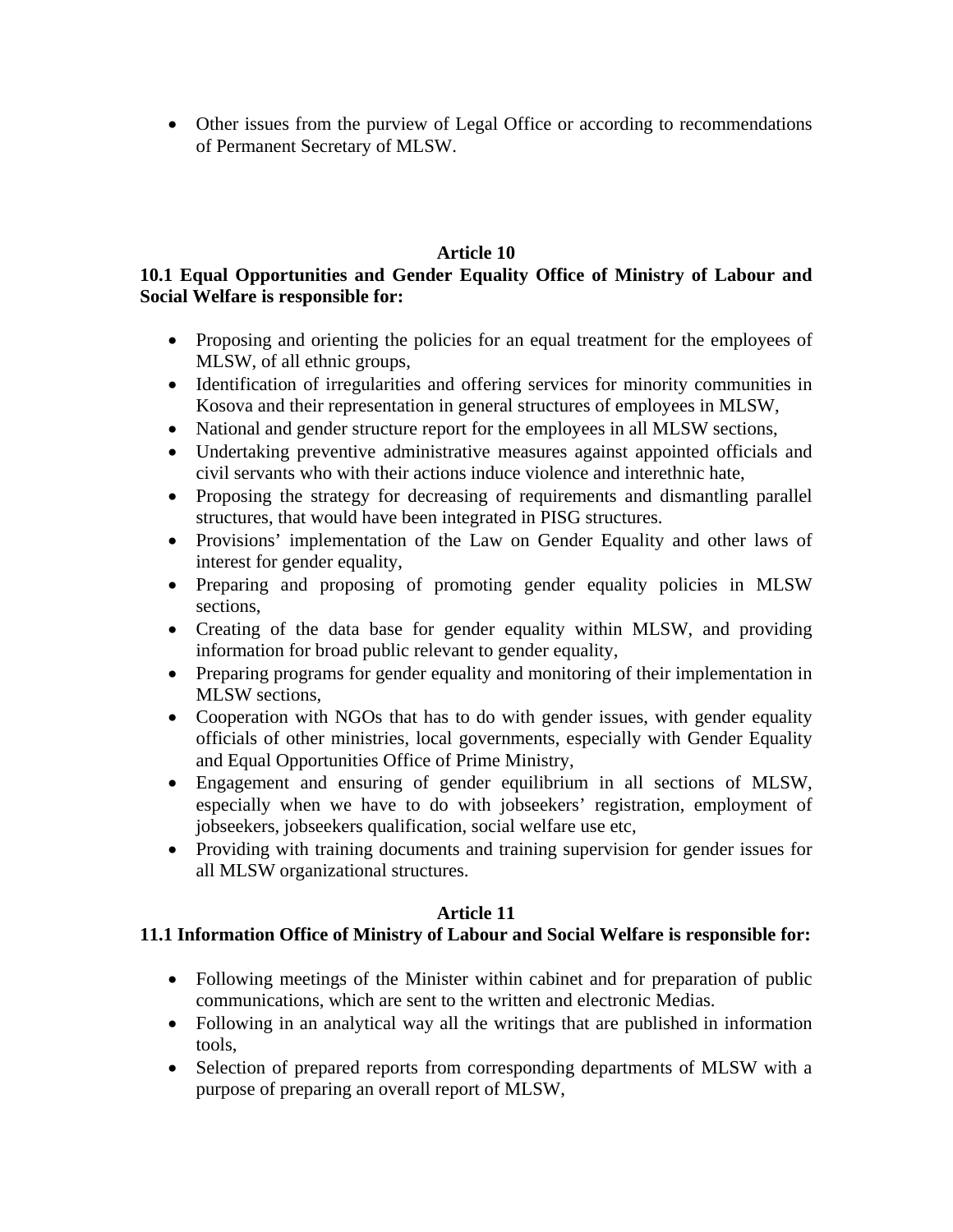- Other issues from the purview of Legal Office or according to recommendations of Permanent Secretary of MLSW.

**Article 10**

**10.1 Equal Opportunities and Gender Equality Office of Ministry of Labour and Social Welfare is responsible for:**

- Proposing and orienting the policies for an equal treatment for the employees of MLSW, of all ethnic groups,
- Identification of irregularities and offering services for minority communities in Kosova and their representation in general structures of employees in MLSW,
- National and gender structure report for the employees in all MLSW sections,
- Undertaking preventive administrative measures against appointed officials and civil servants who with their actions induce violence and interethnic hate,
- Proposing the strategy for decreasing of requirements and dismantling parallel structures, that would have been integrated in PISG structures.
- Provisions' implementation of the Law on Gender Equality and other laws of interest for gender equality,
- Preparing and proposing of promoting gender equality policies in MLSW sections,
- Creating of the data base for gender equality within MLSW, and providing information for broad public relevant to gender equality,
- Preparing programs for gender equality and monitoring of their implementation in MLSW sections,
- Cooperation with NGOs that has to do with gender issues, with gender equality officials of other ministries, local governments, especially with Gender Equality and Equal Opportunities Office of Prime Ministry,
- Engagement and ensuring of gender equilibrium in all sections of MLSW, especially when we have to do with jobseekers' registration, employment of jobseekers, jobseekers qualification, social welfare use etc,
- Providing with training documents and training supervision for gender issues for all MLSW organizational structures.

**Article 11**

**11.1 Information Office of Ministry of Labour and Social Welfare is responsible for:**

- Following meetings of the Minister within cabinet and for preparation of public communications, which are sent to the written and electronic Medias.
- Following in an analytical way all the writings that are published in information tools,
- Selection of prepared reports from corresponding departments of MLSW with a purpose of preparing an overall report of MLSW,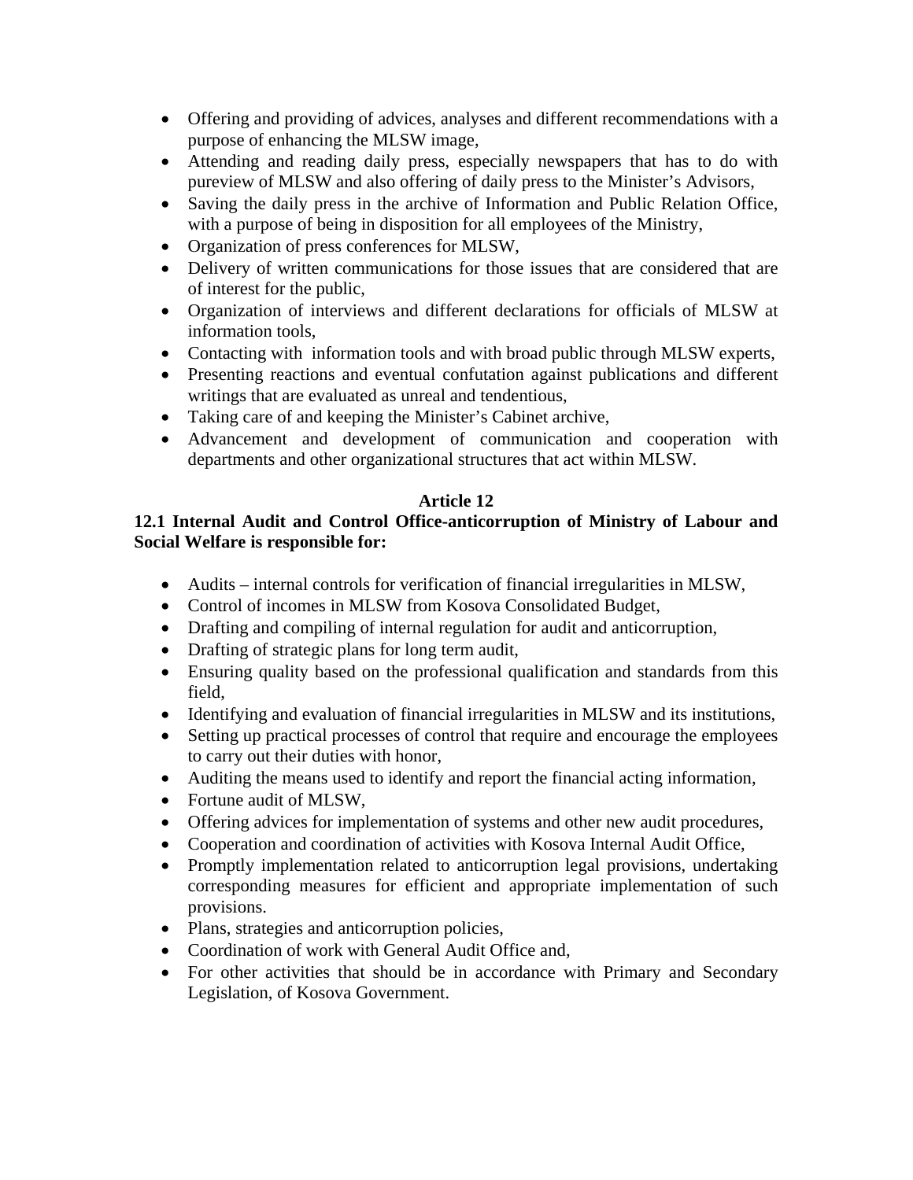- Offering and providing of advices, analyses and different recommendations with a purpose of enhancing the MLSW image,
- Attending and reading daily press, especially newspapers that has to do with pureview of MLSW and also offering of daily press to the Minister's Advisors,
- Saving the daily press in the archive of Information and Public Relation Office, with a purpose of being in disposition for all employees of the Ministry,
- Organization of press conferences for MLSW,
- Delivery of written communications for those issues that are considered that are of interest for the public,
- Organization of interviews and different declarations for officials of MLSW at information tools,
- Contacting with information tools and with broad public through MLSW experts,
- Presenting reactions and eventual confutation against publications and different writings that are evaluated as unreal and tendentious,
- Taking care of and keeping the Minister's Cabinet archive,
- Advancement and development of communication and cooperation with departments and other organizational structures that act within MLSW.

**Article 12**

**12.1 Internal Audit and Control Office-anticorruption of Ministry of Labour and Social Welfare is responsible for:**

- Audits – internal controls for verification of financial irregularities in MLSW,
- Control of incomes in MLSW from Kosova Consolidated Budget,
- Drafting and compiling of internal regulation for audit and anticorruption,
- Drafting of strategic plans for long term audit,
- Ensuring quality based on the professional qualification and standards from this field,
- Identifying and evaluation of financial irregularities in MLSW and its institutions,
- Setting up practical processes of control that require and encourage the employees to carry out their duties with honor,
- Auditing the means used to identify and report the financial acting information,
- Fortune audit of MLSW,
- Offering advices for implementation of systems and other new audit procedures,
- Cooperation and coordination of activities with Kosova Internal Audit Office,
- Promptly implementation related to anticorruption legal provisions, undertaking corresponding measures for efficient and appropriate implementation of such provisions.
- Plans, strategies and anticorruption policies,
- Coordination of work with General Audit Office and,
- For other activities that should be in accordance with Primary and Secondary Legislation, of Kosova Government.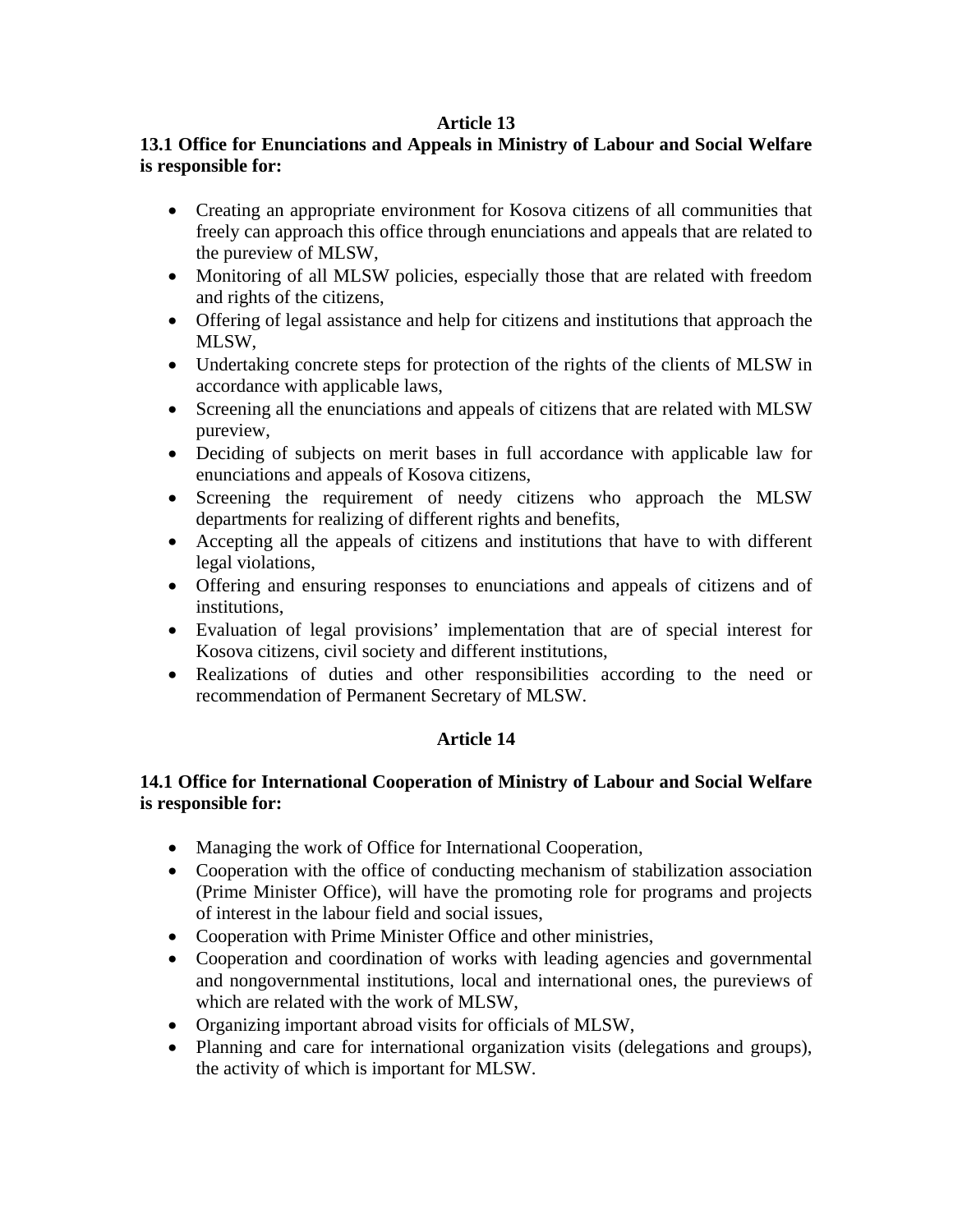## Article 13

**13.1 Office for Enunciations and Appeals in Ministry of Labour and Social Welfare is responsible for:**

- Creating an appropriate environment for Kosova citizens of all communities that freely can approach this office through enunciations and appeals that are related to the pureview of MLSW,
- Monitoring of all MLSW policies, especially those that are related with freedom and rights of the citizens,
- Offering of legal assistance and help for citizens and institutions that approach the MLSW,
- Undertaking concrete steps for protection of the rights of the clients of MLSW in accordance with applicable laws,
- Screening all the enunciations and appeals of citizens that are related with MLSW pureview,
- Deciding of subjects on merit bases in full accordance with applicable law for enunciations and appeals of Kosova citizens,
- Screening the requirement of needy citizens who approach the MLSW departments for realizing of different rights and benefits,
- Accepting all the appeals of citizens and institutions that have to with different legal violations,
- Offering and ensuring responses to enunciations and appeals of citizens and of institutions,
- Evaluation of legal provisions' implementation that are of special interest for Kosova citizens, civil society and different institutions,
- Realizations of duties and other responsibilities according to the need or recommendation of Permanent Secretary of MLSW.

## Article 14

**14.1 Office for International Cooperation of Ministry of Labour and Social Welfare is responsible for:**

- Managing the work of Office for International Cooperation,
- Cooperation with the office of conducting mechanism of stabilization association (Prime Minister Office), will have the promoting role for programs and projects of interest in the labour field and social issues,
- Cooperation with Prime Minister Office and other ministries,
- Cooperation and coordination of works with leading agencies and governmental and nongovernmental institutions, local and international ones, the pureviews of which are related with the work of MLSW,
- Organizing important abroad visits for officials of MLSW,
- Planning and care for international organization visits (delegations and groups), the activity of which is important for MLSW.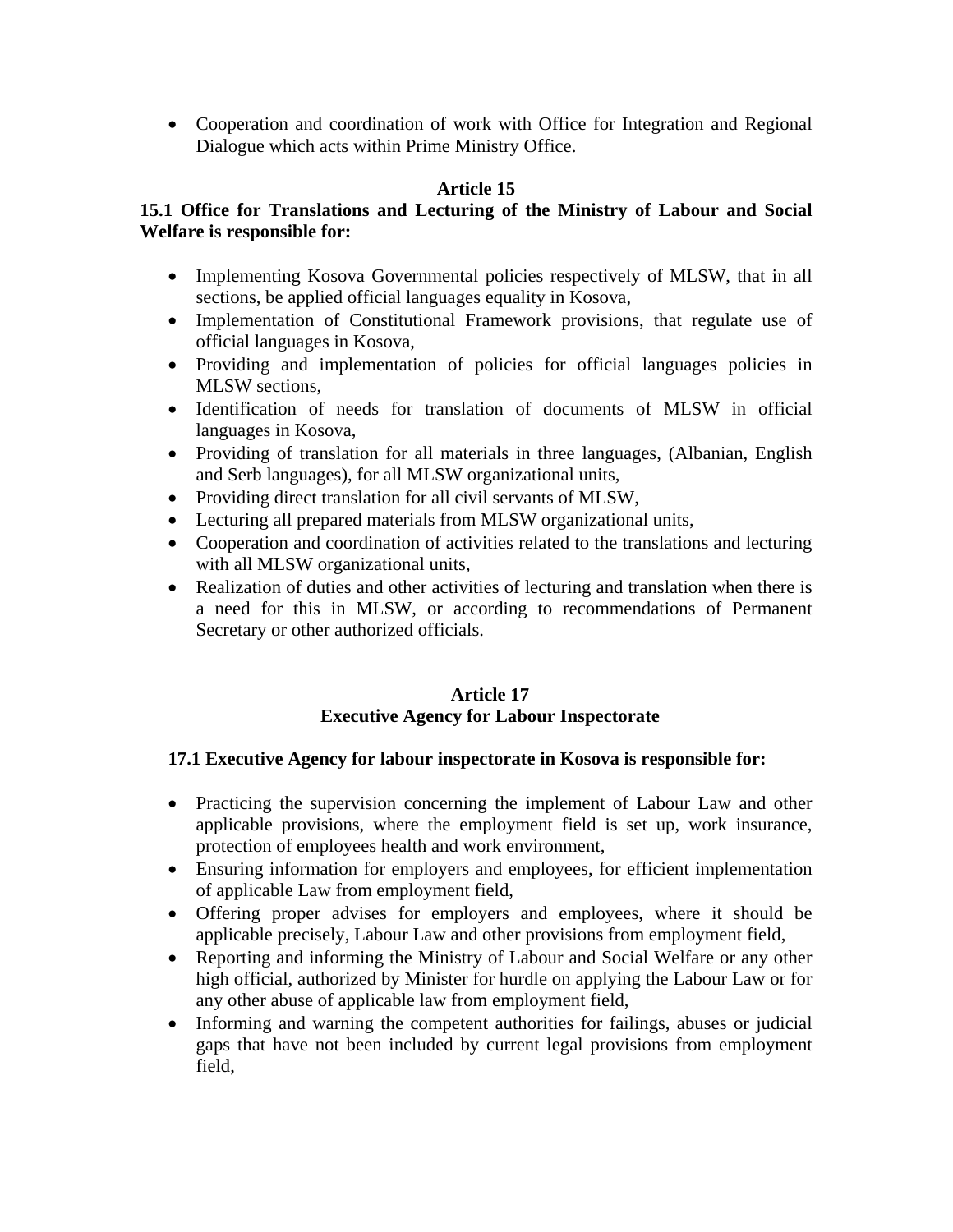- Cooperation and coordination of work with Office for Integration and Regional Dialogue which acts within Prime Ministry Office.

### Article 15

**15.1 Office for Translations and Lecturing of the Ministry of Labour and Social Welfare is responsible for:**

- Implementing Kosova Governmental policies respectively of MLSW, that in all sections, be applied official languages equality in Kosova,
- Implementation of Constitutional Framework provisions, that regulate use of official languages in Kosova,
- Providing and implementation of policies for official languages policies in MLSW sections,
- Identification of needs for translation of documents of MLSW in official languages in Kosova,
- Providing of translation for all materials in three languages, (Albanian, English and Serb languages), for all MLSW organizational units,
- Providing direct translation for all civil servants of MLSW,
- Lecturing all prepared materials from MLSW organizational units,
- Cooperation and coordination of activities related to the translations and lecturing with all MLSW organizational units,
- Realization of duties and other activities of lecturing and translation when there is a need for this in MLSW, or according to recommendations of Permanent Secretary or other authorized officials.

### Article 17
### Executive Agency for Labour Inspectorate

**17.1 Executive Agency for labour inspectorate in Kosova is responsible for:**

- Practicing the supervision concerning the implement of Labour Law and other applicable provisions, where the employment field is set up, work insurance, protection of employees health and work environment,
- Ensuring information for employers and employees, for efficient implementation of applicable Law from employment field,
- Offering proper advises for employers and employees, where it should be applicable precisely, Labour Law and other provisions from employment field,
- Reporting and informing the Ministry of Labour and Social Welfare or any other high official, authorized by Minister for hurdle on applying the Labour Law or for any other abuse of applicable law from employment field,
- Informing and warning the competent authorities for failings, abuses or judicial gaps that have not been included by current legal provisions from employment field,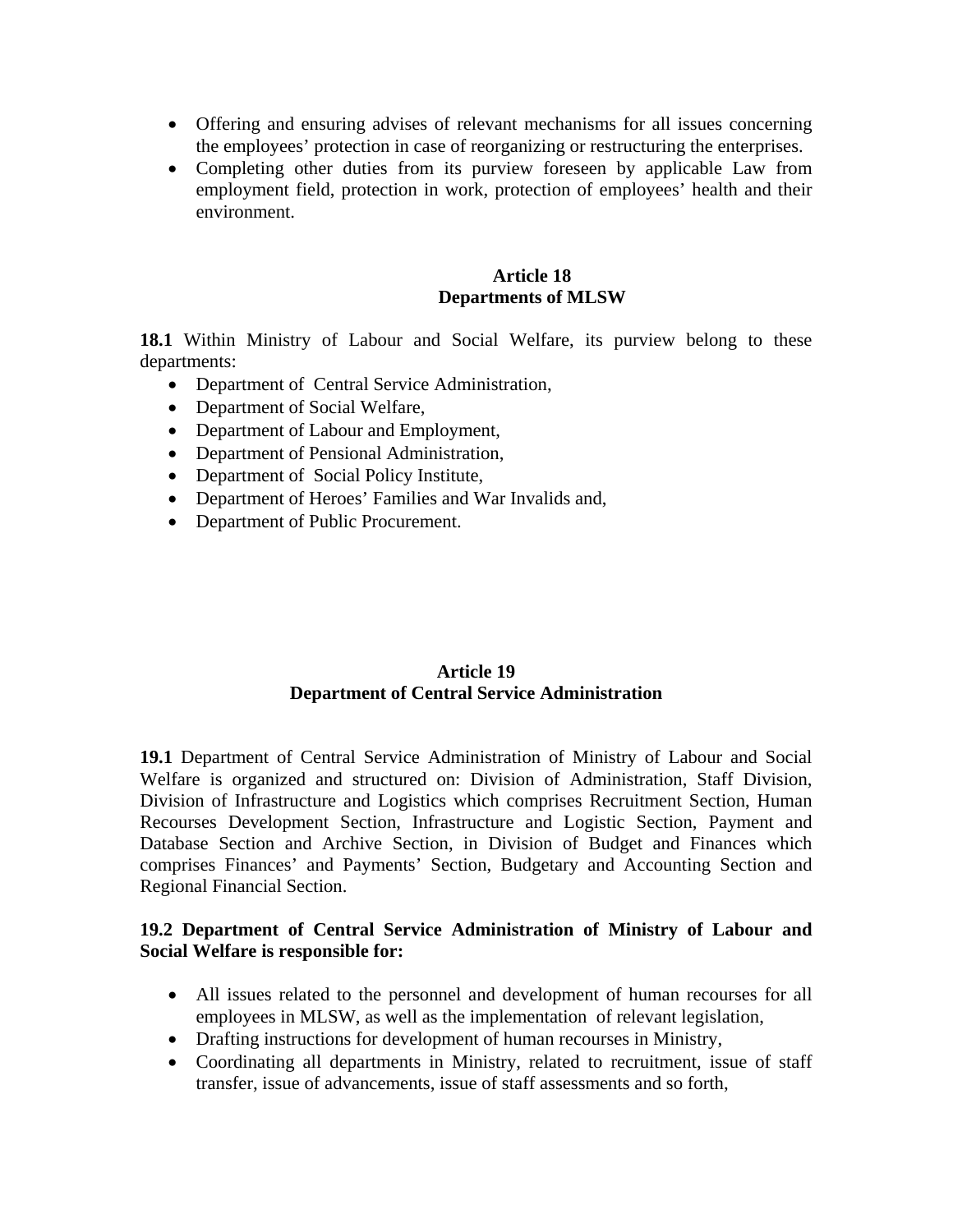- Offering and ensuring advises of relevant mechanisms for all issues concerning the employees' protection in case of reorganizing or restructuring the enterprises.
- Completing other duties from its purview foreseen by applicable Law from employment field, protection in work, protection of employees' health and their environment.

## Article 18
## Departments of MLSW

**18.1** Within Ministry of Labour and Social Welfare, its purview belong to these departments:

- Department of Central Service Administration,
- Department of Social Welfare,
- Department of Labour and Employment,
- Department of Pensional Administration,
- Department of Social Policy Institute,
- Department of Heroes' Families and War Invalids and,
- Department of Public Procurement.

## Article 19
## Department of Central Service Administration

**19.1** Department of Central Service Administration of Ministry of Labour and Social Welfare is organized and structured on: Division of Administration, Staff Division, Division of Infrastructure and Logistics which comprises Recruitment Section, Human Recourses Development Section, Infrastructure and Logistic Section, Payment and Database Section and Archive Section, in Division of Budget and Finances which comprises Finances' and Payments' Section, Budgetary and Accounting Section and Regional Financial Section.

**19.2 Department of Central Service Administration of Ministry of Labour and Social Welfare is responsible for:**

- All issues related to the personnel and development of human recourses for all employees in MLSW, as well as the implementation of relevant legislation,
- Drafting instructions for development of human recourses in Ministry,
- Coordinating all departments in Ministry, related to recruitment, issue of staff transfer, issue of advancements, issue of staff assessments and so forth,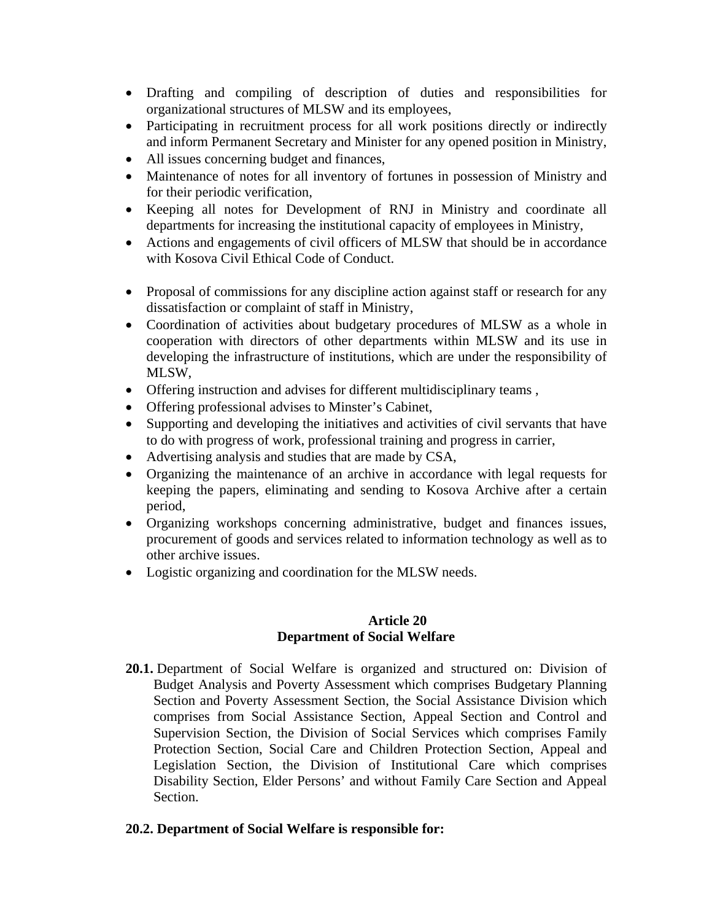- Drafting and compiling of description of duties and responsibilities for organizational structures of MLSW and its employees,
- Participating in recruitment process for all work positions directly or indirectly and inform Permanent Secretary and Minister for any opened position in Ministry,
- All issues concerning budget and finances,
- Maintenance of notes for all inventory of fortunes in possession of Ministry and for their periodic verification,
- Keeping all notes for Development of RNJ in Ministry and coordinate all departments for increasing the institutional capacity of employees in Ministry,
- Actions and engagements of civil officers of MLSW that should be in accordance with Kosova Civil Ethical Code of Conduct.

- Proposal of commissions for any discipline action against staff or research for any dissatisfaction or complaint of staff in Ministry,
- Coordination of activities about budgetary procedures of MLSW as a whole in cooperation with directors of other departments within MLSW and its use in developing the infrastructure of institutions, which are under the responsibility of MLSW,
- Offering instruction and advises for different multidisciplinary teams ,
- Offering professional advises to Minster's Cabinet,
- Supporting and developing the initiatives and activities of civil servants that have to do with progress of work, professional training and progress in carrier,
- Advertising analysis and studies that are made by CSA,
- Organizing the maintenance of an archive in accordance with legal requests for keeping the papers, eliminating and sending to Kosova Archive after a certain period,
- Organizing workshops concerning administrative, budget and finances issues, procurement of goods and services related to information technology as well as to other archive issues.
- Logistic organizing and coordination for the MLSW needs.

**Article 20**
**Department of Social Welfare**

**20.1.** Department of Social Welfare is organized and structured on: Division of Budget Analysis and Poverty Assessment which comprises Budgetary Planning Section and Poverty Assessment Section, the Social Assistance Division which comprises from Social Assistance Section, Appeal Section and Control and Supervision Section, the Division of Social Services which comprises Family Protection Section, Social Care and Children Protection Section, Appeal and Legislation Section, the Division of Institutional Care which comprises Disability Section, Elder Persons' and without Family Care Section and Appeal Section.

**20.2. Department of Social Welfare is responsible for:**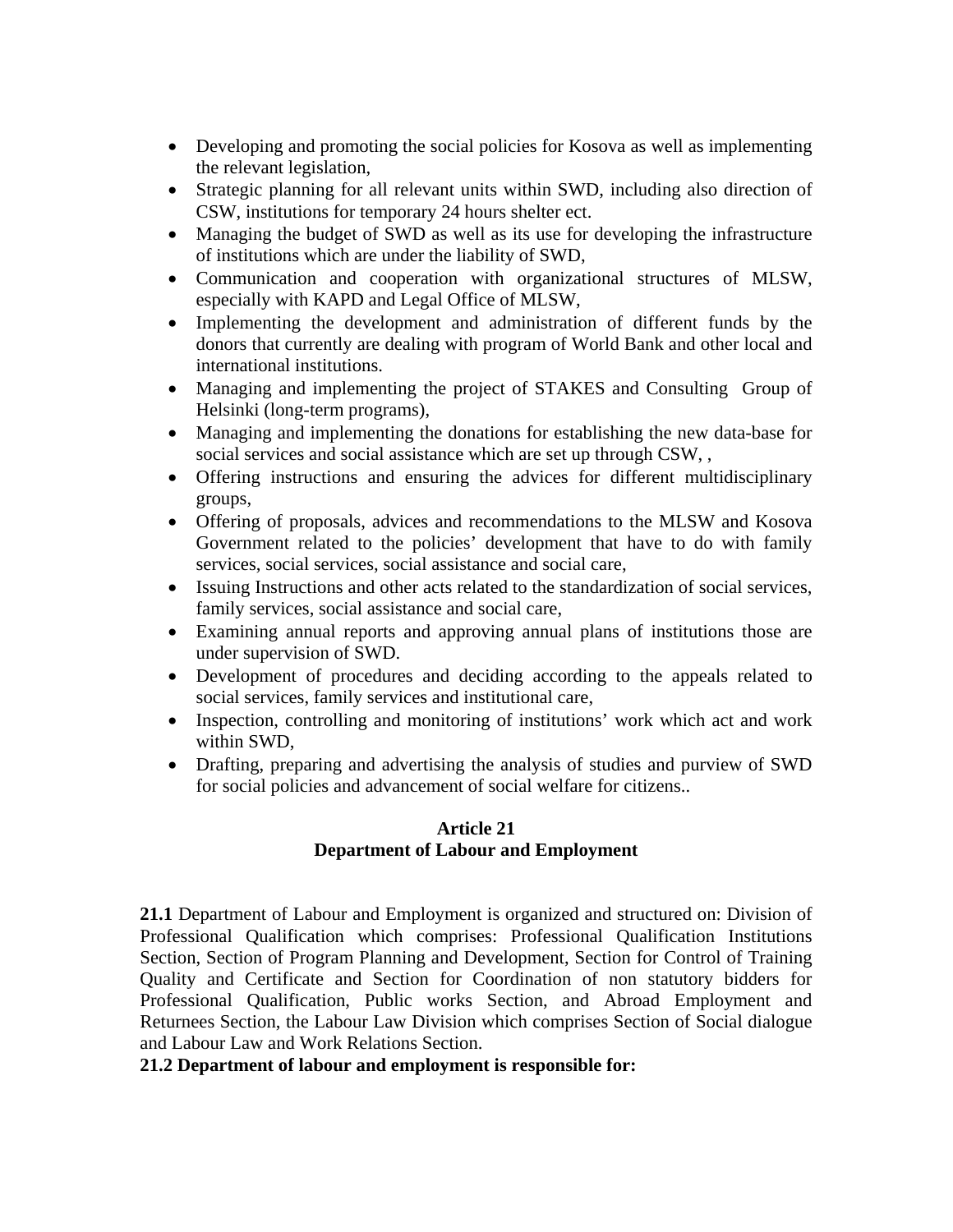- Developing and promoting the social policies for Kosova as well as implementing the relevant legislation,
- Strategic planning for all relevant units within SWD, including also direction of CSW, institutions for temporary 24 hours shelter ect.
- Managing the budget of SWD as well as its use for developing the infrastructure of institutions which are under the liability of SWD,
- Communication and cooperation with organizational structures of MLSW, especially with KAPD and Legal Office of MLSW,
- Implementing the development and administration of different funds by the donors that currently are dealing with program of World Bank and other local and international institutions.
- Managing and implementing the project of STAKES and Consulting Group of Helsinki (long-term programs),
- Managing and implementing the donations for establishing the new data-base for social services and social assistance which are set up through CSW, ,
- Offering instructions and ensuring the advices for different multidisciplinary groups,
- Offering of proposals, advices and recommendations to the MLSW and Kosova Government related to the policies' development that have to do with family services, social services, social assistance and social care,
- Issuing Instructions and other acts related to the standardization of social services, family services, social assistance and social care,
- Examining annual reports and approving annual plans of institutions those are under supervision of SWD.
- Development of procedures and deciding according to the appeals related to social services, family services and institutional care,
- Inspection, controlling and monitoring of institutions' work which act and work within SWD,
- Drafting, preparing and advertising the analysis of studies and purview of SWD for social policies and advancement of social welfare for citizens..

## Article 21
## Department of Labour and Employment

**21.1** Department of Labour and Employment is organized and structured on: Division of Professional Qualification which comprises: Professional Qualification Institutions Section, Section of Program Planning and Development, Section for Control of Training Quality and Certificate and Section for Coordination of non statutory bidders for Professional Qualification, Public works Section, and Abroad Employment and Returnees Section, the Labour Law Division which comprises Section of Social dialogue and Labour Law and Work Relations Section.

**21.2 Department of labour and employment is responsible for:**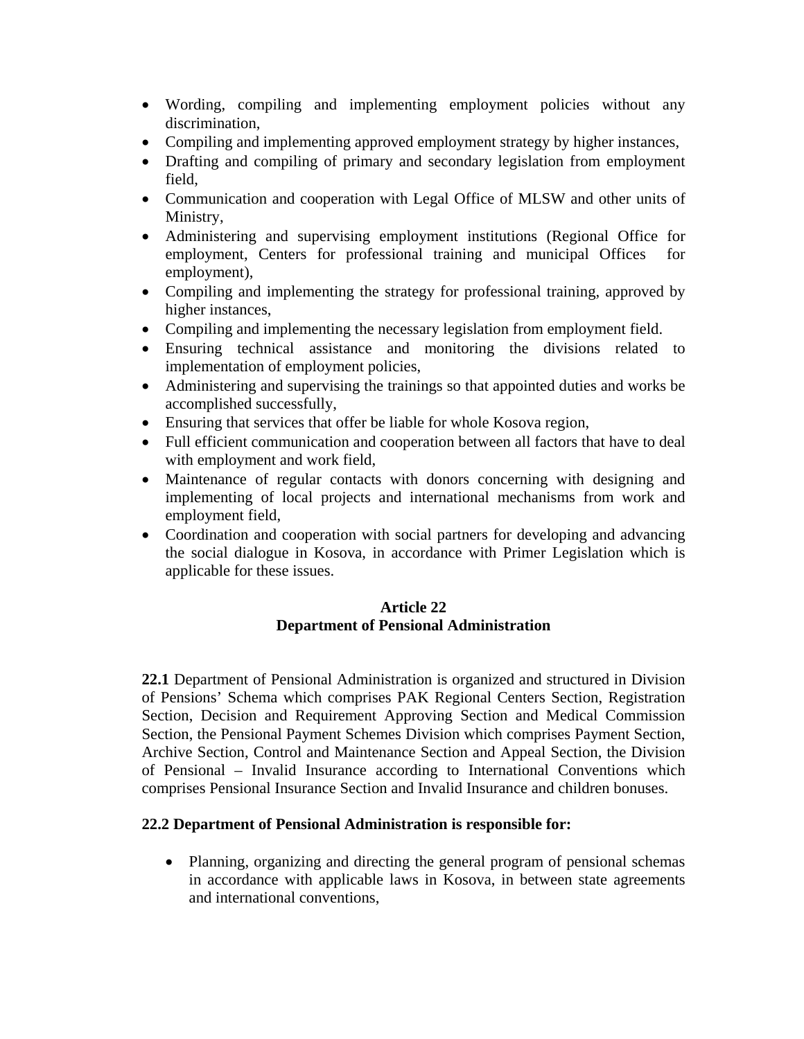- Wording, compiling and implementing employment policies without any discrimination,
- Compiling and implementing approved employment strategy by higher instances,
- Drafting and compiling of primary and secondary legislation from employment field,
- Communication and cooperation with Legal Office of MLSW and other units of Ministry,
- Administering and supervising employment institutions (Regional Office for employment, Centers for professional training and municipal Offices for employment),
- Compiling and implementing the strategy for professional training, approved by higher instances,
- Compiling and implementing the necessary legislation from employment field.
- Ensuring technical assistance and monitoring the divisions related to implementation of employment policies,
- Administering and supervising the trainings so that appointed duties and works be accomplished successfully,
- Ensuring that services that offer be liable for whole Kosova region,
- Full efficient communication and cooperation between all factors that have to deal with employment and work field,
- Maintenance of regular contacts with donors concerning with designing and implementing of local projects and international mechanisms from work and employment field,
- Coordination and cooperation with social partners for developing and advancing the social dialogue in Kosova, in accordance with Primer Legislation which is applicable for these issues.

## Article 22
## Department of Pensional Administration

**22.1** Department of Pensional Administration is organized and structured in Division of Pensions' Schema which comprises PAK Regional Centers Section, Registration Section, Decision and Requirement Approving Section and Medical Commission Section, the Pensional Payment Schemes Division which comprises Payment Section, Archive Section, Control and Maintenance Section and Appeal Section, the Division of Pensional – Invalid Insurance according to International Conventions which comprises Pensional Insurance Section and Invalid Insurance and children bonuses.

**22.2 Department of Pensional Administration is responsible for:**

- Planning, organizing and directing the general program of pensional schemas in accordance with applicable laws in Kosova, in between state agreements and international conventions,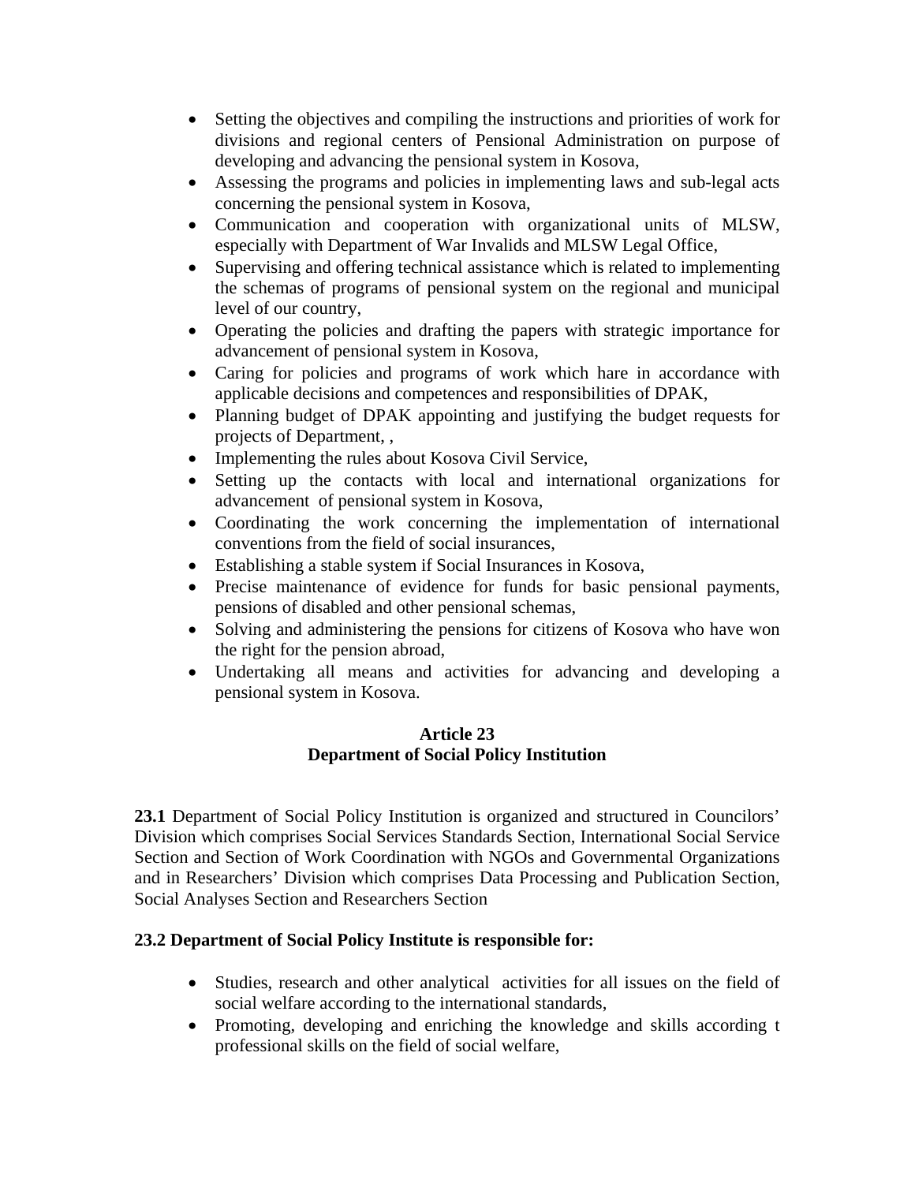- Setting the objectives and compiling the instructions and priorities of work for divisions and regional centers of Pensional Administration on purpose of developing and advancing the pensional system in Kosova,
- Assessing the programs and policies in implementing laws and sub-legal acts concerning the pensional system in Kosova,
- Communication and cooperation with organizational units of MLSW, especially with Department of War Invalids and MLSW Legal Office,
- Supervising and offering technical assistance which is related to implementing the schemas of programs of pensional system on the regional and municipal level of our country,
- Operating the policies and drafting the papers with strategic importance for advancement of pensional system in Kosova,
- Caring for policies and programs of work which hare in accordance with applicable decisions and competences and responsibilities of DPAK,
- Planning budget of DPAK appointing and justifying the budget requests for projects of Department, ,
- Implementing the rules about Kosova Civil Service,
- Setting up the contacts with local and international organizations for advancement of pensional system in Kosova,
- Coordinating the work concerning the implementation of international conventions from the field of social insurances,
- Establishing a stable system if Social Insurances in Kosova,
- Precise maintenance of evidence for funds for basic pensional payments, pensions of disabled and other pensional schemas,
- Solving and administering the pensions for citizens of Kosova who have won the right for the pension abroad,
- Undertaking all means and activities for advancing and developing a pensional system in Kosova.

**Article 23**
**Department of Social Policy Institution**

**23.1** Department of Social Policy Institution is organized and structured in Councilors' Division which comprises Social Services Standards Section, International Social Service Section and Section of Work Coordination with NGOs and Governmental Organizations and in Researchers' Division which comprises Data Processing and Publication Section, Social Analyses Section and Researchers Section

**23.2 Department of Social Policy Institute is responsible for:**

- Studies, research and other analytical activities for all issues on the field of social welfare according to the international standards,
- Promoting, developing and enriching the knowledge and skills according t professional skills on the field of social welfare,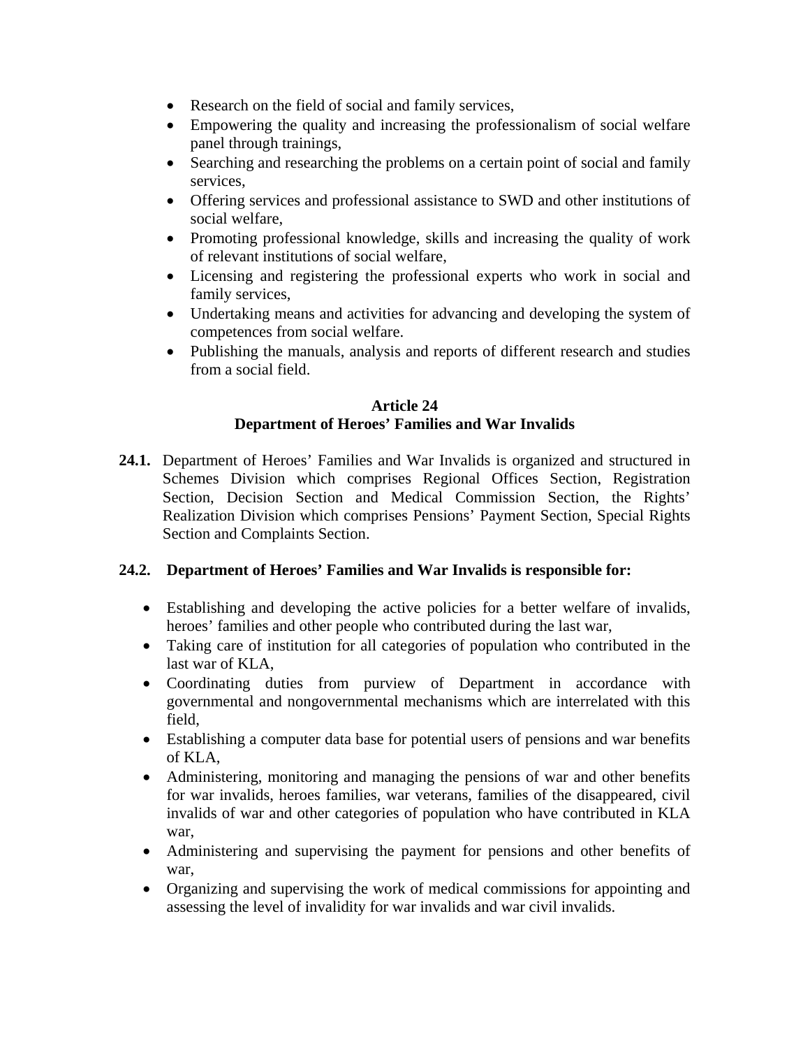- Research on the field of social and family services,
- Empowering the quality and increasing the professionalism of social welfare panel through trainings,
- Searching and researching the problems on a certain point of social and family services,
- Offering services and professional assistance to SWD and other institutions of social welfare,
- Promoting professional knowledge, skills and increasing the quality of work of relevant institutions of social welfare,
- Licensing and registering the professional experts who work in social and family services,
- Undertaking means and activities for advancing and developing the system of competences from social welfare.
- Publishing the manuals, analysis and reports of different research and studies from a social field.

**Article 24**
**Department of Heroes' Families and War Invalids**

**24.1.** Department of Heroes' Families and War Invalids is organized and structured in Schemes Division which comprises Regional Offices Section, Registration Section, Decision Section and Medical Commission Section, the Rights' Realization Division which comprises Pensions' Payment Section, Special Rights Section and Complaints Section.

**24.2. Department of Heroes' Families and War Invalids is responsible for:**

- Establishing and developing the active policies for a better welfare of invalids, heroes' families and other people who contributed during the last war,
- Taking care of institution for all categories of population who contributed in the last war of KLA,
- Coordinating duties from purview of Department in accordance with governmental and nongovernmental mechanisms which are interrelated with this field,
- Establishing a computer data base for potential users of pensions and war benefits of KLA,
- Administering, monitoring and managing the pensions of war and other benefits for war invalids, heroes families, war veterans, families of the disappeared, civil invalids of war and other categories of population who have contributed in KLA war,
- Administering and supervising the payment for pensions and other benefits of war,
- Organizing and supervising the work of medical commissions for appointing and assessing the level of invalidity for war invalids and war civil invalids.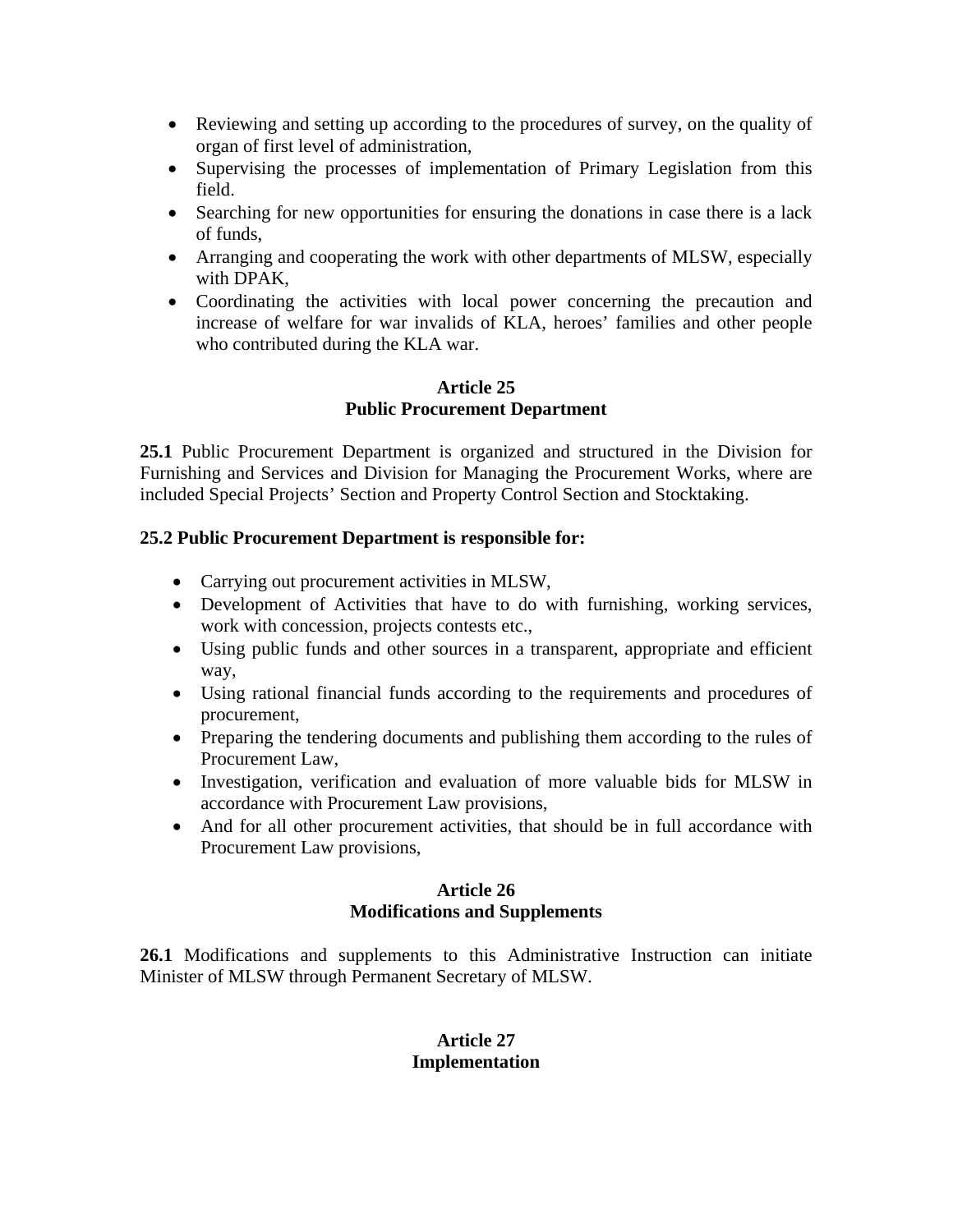- Reviewing and setting up according to the procedures of survey, on the quality of organ of first level of administration,
- Supervising the processes of implementation of Primary Legislation from this field.
- Searching for new opportunities for ensuring the donations in case there is a lack of funds,
- Arranging and cooperating the work with other departments of MLSW, especially with DPAK,
- Coordinating the activities with local power concerning the precaution and increase of welfare for war invalids of KLA, heroes' families and other people who contributed during the KLA war.

**Article 25**
**Public Procurement Department**

**25.1** Public Procurement Department is organized and structured in the Division for Furnishing and Services and Division for Managing the Procurement Works, where are included Special Projects' Section and Property Control Section and Stocktaking.

**25.2 Public Procurement Department is responsible for:**

- Carrying out procurement activities in MLSW,
- Development of Activities that have to do with furnishing, working services, work with concession, projects contests etc.,
- Using public funds and other sources in a transparent, appropriate and efficient way,
- Using rational financial funds according to the requirements and procedures of procurement,
- Preparing the tendering documents and publishing them according to the rules of Procurement Law,
- Investigation, verification and evaluation of more valuable bids for MLSW in accordance with Procurement Law provisions,
- And for all other procurement activities, that should be in full accordance with Procurement Law provisions,

**Article 26**
**Modifications and Supplements**

**26.1** Modifications and supplements to this Administrative Instruction can initiate Minister of MLSW through Permanent Secretary of MLSW.

**Article 27**
**Implementation**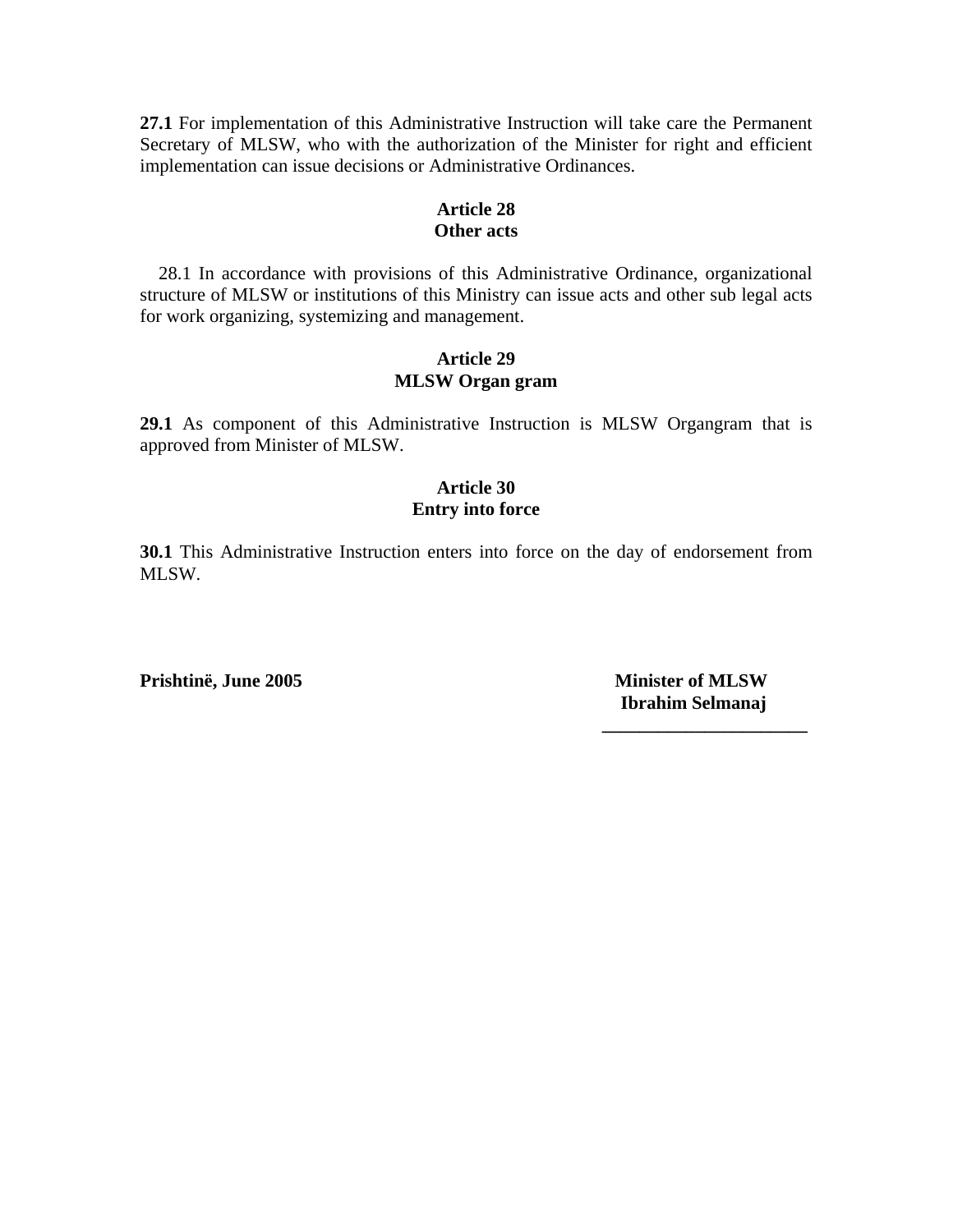**27.1** For implementation of this Administrative Instruction will take care the Permanent Secretary of MLSW, who with the authorization of the Minister for right and efficient implementation can issue decisions or Administrative Ordinances.

**Article 28**
**Other acts**

28.1 In accordance with provisions of this Administrative Ordinance, organizational structure of MLSW or institutions of this Ministry can issue acts and other sub legal acts for work organizing, systemizing and management.

**Article 29**
**MLSW Organ gram**

**29.1** As component of this Administrative Instruction is MLSW Organgram that is approved from Minister of MLSW.

**Article 30**
**Entry into force**

**30.1** This Administrative Instruction enters into force on the day of endorsement from MLSW.

**Prishtinë, June 2005**

**Minister of MLSW**
**Ibrahim Selmanaj**

______________________